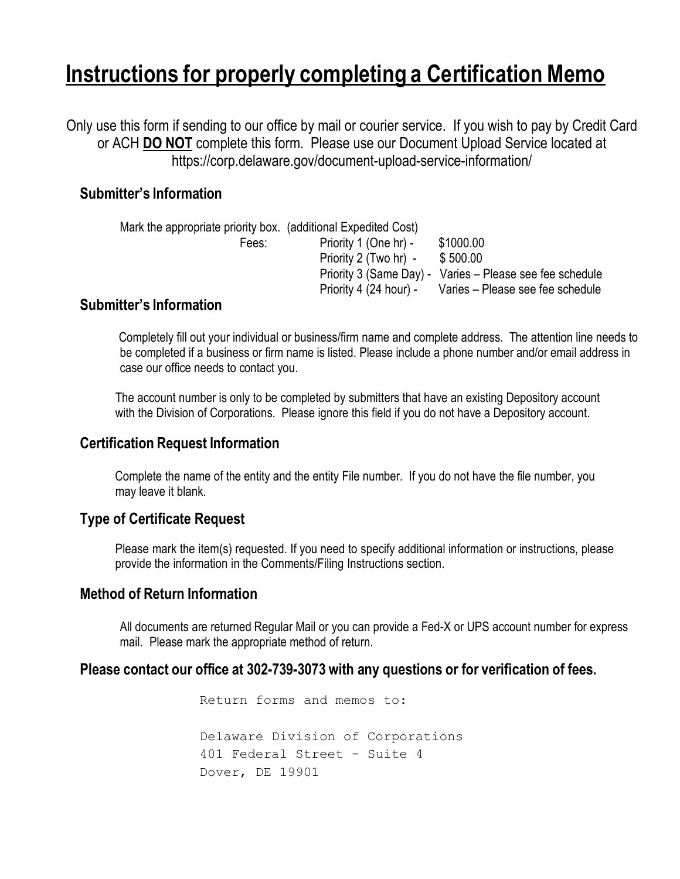# Instructions for properly completing a Certification Memo

Only use this form if sending to our office by mail or courier service. If you wish to pay by Credit Card or ACH **DO NOT** complete this form. Please use our Document Upload Service located at https://corp.delaware.gov/document-upload-service-information/

## Submitter's Information

Mark the appropriate priority box. (additional Expedited Cost)

| Fees: | | |
|---|---|---|
| | Priority 1 (One hr) - | \$1000.00 |
| | Priority 2 (Two hr) - | \$ 500.00 |
| | Priority 3 (Same Day) - | Varies – Please see fee schedule |
| | Priority 4 (24 hour) - | Varies – Please see fee schedule |

## Submitter's Information

Completely fill out your individual or business/firm name and complete address. The attention line needs to be completed if a business or firm name is listed. Please include a phone number and/or email address in case our office needs to contact you.

The account number is only to be completed by submitters that have an existing Depository account with the Division of Corporations. Please ignore this field if you do not have a Depository account.

## Certification Request Information

Complete the name of the entity and the entity File number. If you do not have the file number, you may leave it blank.

## Type of Certificate Request

Please mark the item(s) requested. If you need to specify additional information or instructions, please provide the information in the Comments/Filing Instructions section.

## Method of Return Information

All documents are returned Regular Mail or you can provide a Fed-X or UPS account number for express mail. Please mark the appropriate method of return.

**Please contact our office at 302-739-3073 with any questions or for verification of fees.**

Return forms and memos to:

Delaware Division of Corporations
401 Federal Street - Suite 4
Dover, DE 19901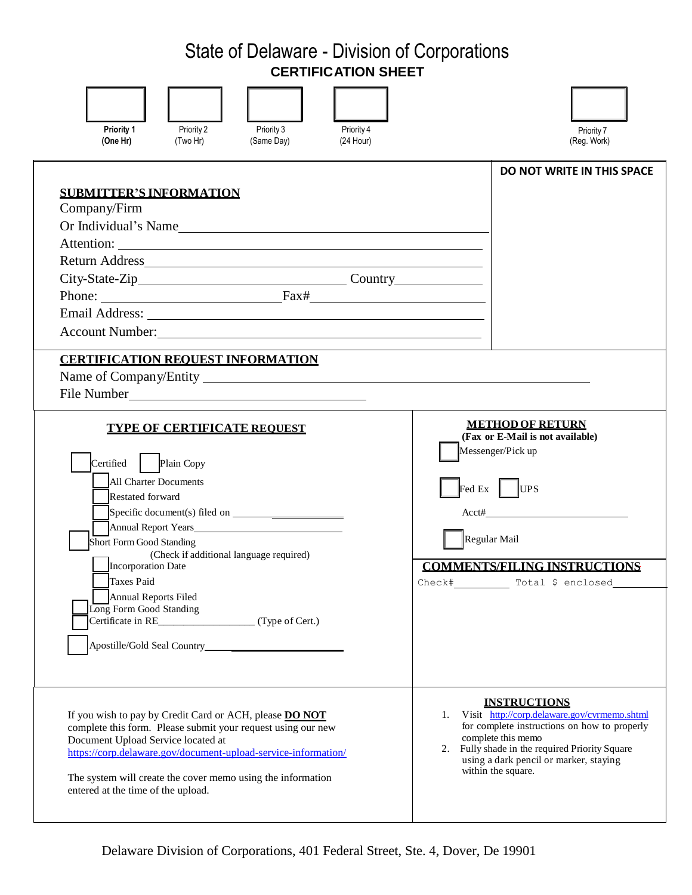# State of Delaware - Division of Corporations

## CERTIFICATION SHEET

| Priority 1 (One Hr) | Priority 2 (Two Hr) | Priority 3 (Same Day) | Priority 4 (24 Hour) | Priority 7 (Reg. Work) |
|---|---|---|---|---|
| ☐ | ☐ | ☐ | ☐ | ☐ |

**DO NOT WRITE IN THIS SPACE**

**SUBMITTER'S INFORMATION**

Company/Firm

Or Individual's Name_______________________________________________

Attention: ________________________________________________________

Return Address_____________________________________________________

City-State-Zip_______________________________ Country_____________

Phone: ___________________________Fax#_____________________________

Email Address: ____________________________________________________

Account Number:____________________________________________________

**CERTIFICATION REQUEST INFORMATION**

Name of Company/Entity ____________________________________________

File Number________________________________

**TYPE OF CERTIFICATE REQUEST**

- ☐ Certified ☐ Plain Copy
  - ☐ All Charter Documents
  - ☐ Restated forward
  - ☐ Specific document(s) filed on ____________________
  - ☐ Annual Report Years_____________________________
- ☐ Short Form Good Standing
  - (Check if additional language required)
  - ☐ Incorporation Date
  - ☐ Taxes Paid
  - ☐ Annual Reports Filed
- ☐ Long Form Good Standing
- ☐ Certificate in RE__________________ (Type of Cert.)
- ☐ Apostille/Gold Seal Country____________________

**METHOD OF RETURN**

**(Fax or E-Mail is not available)**

☐ Messenger/Pick up

☐ Fed Ex ☐ UPS

Acct#____________________________

☐ Regular Mail

**COMMENTS/FILING INSTRUCTIONS**

Check#__________ Total $ enclosed__________

If you wish to pay by Credit Card or ACH, please **DO NOT** complete this form. Please submit your request using our new Document Upload Service located at https://corp.delaware.gov/document-upload-service-information/

The system will create the cover memo using the information entered at the time of the upload.

**INSTRUCTIONS**

1. Visit http://corp.delaware.gov/cvrmemo.shtml for complete instructions on how to properly complete this memo
2. Fully shade in the required Priority Square using a dark pencil or marker, staying within the square.

Delaware Division of Corporations, 401 Federal Street, Ste. 4, Dover, De 19901